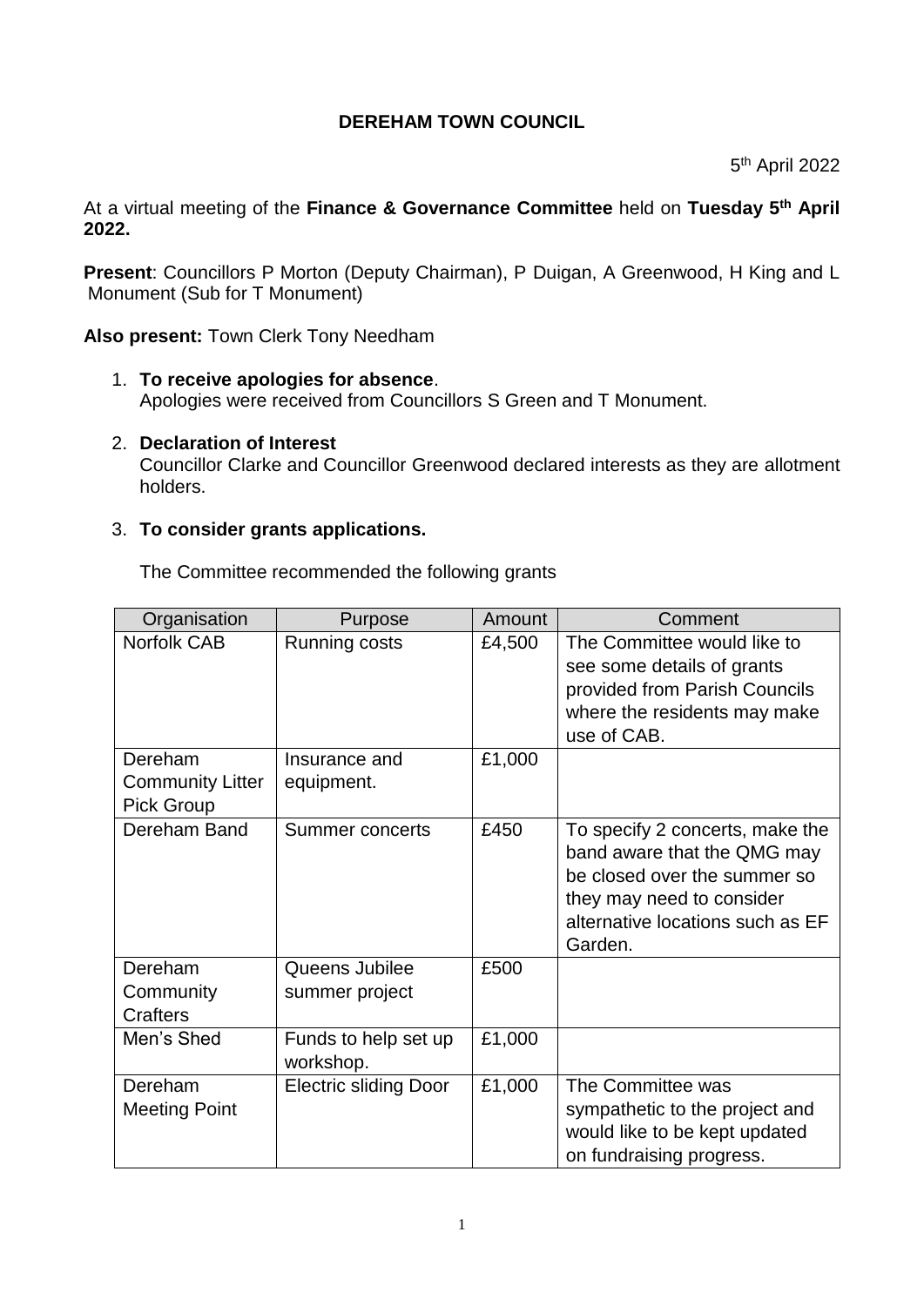**DEREHAM TOWN COUNCIL**

5th April 2022

At a virtual meeting of the **Finance & Governance Committee** held on **Tuesday 5th April 2022.**

**Present**: Councillors P Morton (Deputy Chairman), P Duigan, A Greenwood, H King and L Monument (Sub for T Monument)

**Also present:** Town Clerk Tony Needham

1. **To receive apologies for absence**.
   Apologies were received from Councillors S Green and T Monument.

2. **Declaration of Interest**
   Councillor Clarke and Councillor Greenwood declared interests as they are allotment holders.

3. **To consider grants applications.**

   The Committee recommended the following grants

| Organisation | Purpose | Amount | Comment |
|---|---|---|---|
| Norfolk CAB | Running costs | £4,500 | The Committee would like to see some details of grants provided from Parish Councils where the residents may make use of CAB. |
| Dereham Community Litter Pick Group | Insurance and equipment. | £1,000 | |
| Dereham Band | Summer concerts | £450 | To specify 2 concerts, make the band aware that the QMG may be closed over the summer so they may need to consider alternative locations such as EF Garden. |
| Dereham Community Crafters | Queens Jubilee summer project | £500 | |
| Men's Shed | Funds to help set up workshop. | £1,000 | |
| Dereham Meeting Point | Electric sliding Door | £1,000 | The Committee was sympathetic to the project and would like to be kept updated on fundraising progress. |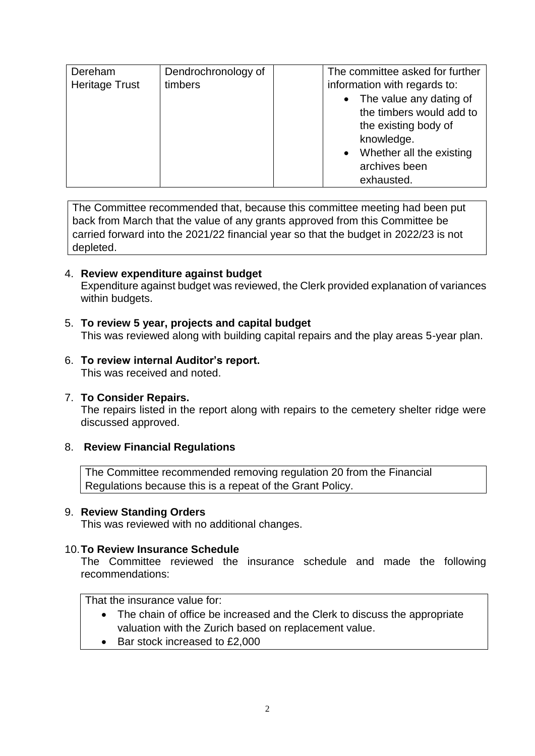| Dereham Heritage Trust | Dendrochronology of timbers | | The committee asked for further information with regards to:<br>• The value any dating of the timbers would add to the existing body of knowledge.<br>• Whether all the existing archives been exhausted. |
|---|---|---|---|

The Committee recommended that, because this committee meeting had been put back from March that the value of any grants approved from this Committee be carried forward into the 2021/22 financial year so that the budget in 2022/23 is not depleted.

4. **Review expenditure against budget**
   Expenditure against budget was reviewed, the Clerk provided explanation of variances within budgets.

5. **To review 5 year, projects and capital budget**
   This was reviewed along with building capital repairs and the play areas 5-year plan.

6. **To review internal Auditor's report.**
   This was received and noted.

7. **To Consider Repairs.**
   The repairs listed in the report along with repairs to the cemetery shelter ridge were discussed approved.

8. **Review Financial Regulations**

   The Committee recommended removing regulation 20 from the Financial Regulations because this is a repeat of the Grant Policy.

9. **Review Standing Orders**
   This was reviewed with no additional changes.

10. **To Review Insurance Schedule**
    The Committee reviewed the insurance schedule and made the following recommendations:

    That the insurance value for:
    - The chain of office be increased and the Clerk to discuss the appropriate valuation with the Zurich based on replacement value.
    - Bar stock increased to £2,000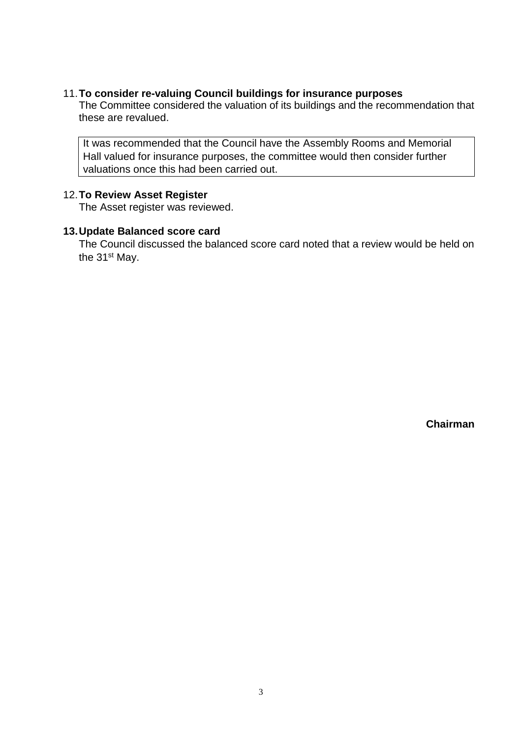11. **To consider re-valuing Council buildings for insurance purposes**

    The Committee considered the valuation of its buildings and the recommendation that these are revalued.

    > It was recommended that the Council have the Assembly Rooms and Memorial Hall valued for insurance purposes, the committee would then consider further valuations once this had been carried out.

12. **To Review Asset Register**

    The Asset register was reviewed.

13. **Update Balanced score card**

    The Council discussed the balanced score card noted that a review would be held on the 31st May.

**Chairman**